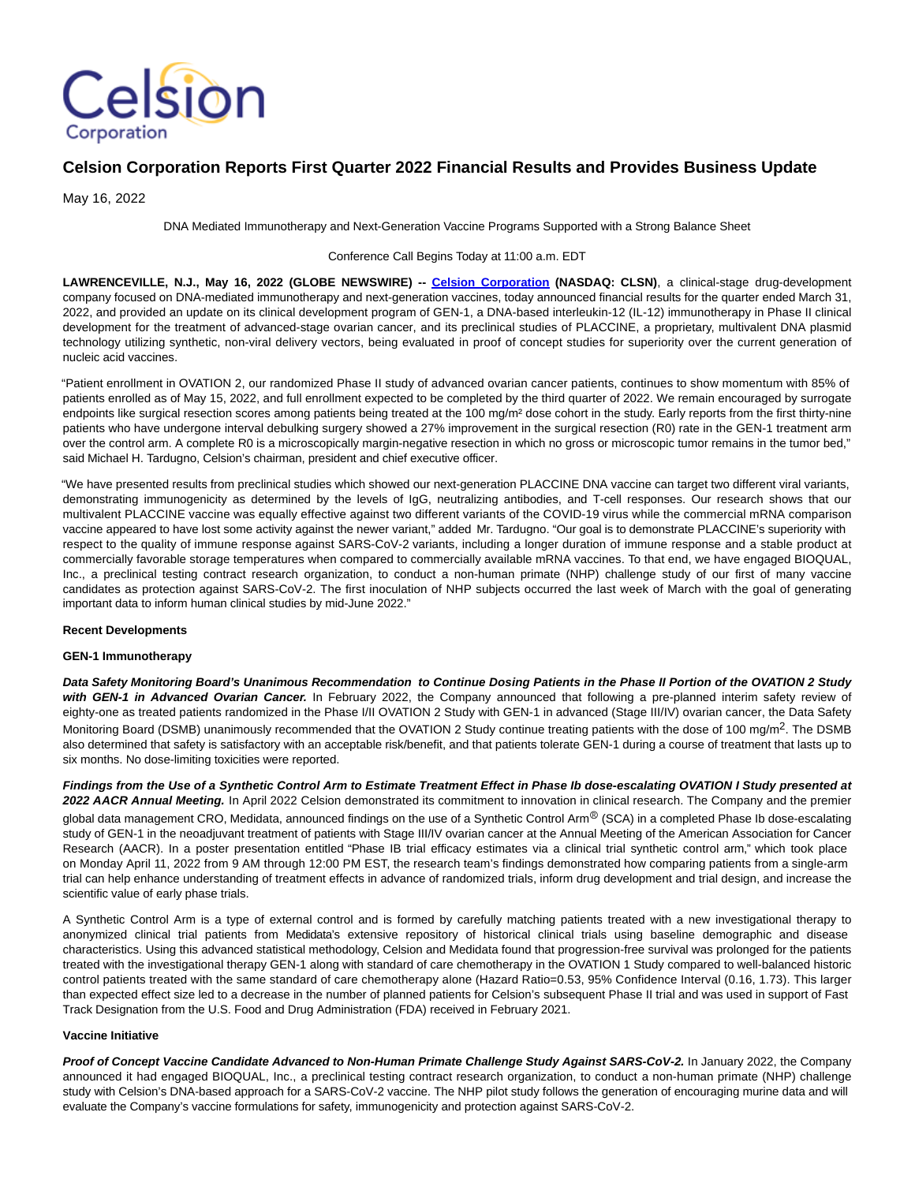# Celsion Corporation Reports First Quarter 2022 Financial Results and Provides Business Update

May 16, 2022

DNA Mediated Immunotherapy and Next-Generation Vaccine Programs Supported with a Strong Balance Sheet

Conference Call Begins Today at 11:00 a.m. EDT

**LAWRENCEVILLE, N.J., May 16, 2022 (GLOBE NEWSWIRE) -- Celsion Corporation (NASDAQ: CLSN)**, a clinical-stage drug-development company focused on DNA-mediated immunotherapy and next-generation vaccines, today announced financial results for the quarter ended March 31, 2022, and provided an update on its clinical development program of GEN-1, a DNA-based interleukin-12 (IL-12) immunotherapy in Phase II clinical development for the treatment of advanced-stage ovarian cancer, and its preclinical studies of PLACCINE, a proprietary, multivalent DNA plasmid technology utilizing synthetic, non-viral delivery vectors, being evaluated in proof of concept studies for superiority over the current generation of nucleic acid vaccines.

"Patient enrollment in OVATION 2, our randomized Phase II study of advanced ovarian cancer patients, continues to show momentum with 85% of patients enrolled as of May 15, 2022, and full enrollment expected to be completed by the third quarter of 2022. We remain encouraged by surrogate endpoints like surgical resection scores among patients being treated at the 100 mg/m² dose cohort in the study. Early reports from the first thirty-nine patients who have undergone interval debulking surgery showed a 27% improvement in the surgical resection (R0) rate in the GEN-1 treatment arm over the control arm. A complete R0 is a microscopically margin-negative resection in which no gross or microscopic tumor remains in the tumor bed," said Michael H. Tardugno, Celsion's chairman, president and chief executive officer.

"We have presented results from preclinical studies which showed our next-generation PLACCINE DNA vaccine can target two different viral variants, demonstrating immunogenicity as determined by the levels of IgG, neutralizing antibodies, and T-cell responses. Our research shows that our multivalent PLACCINE vaccine was equally effective against two different variants of the COVID-19 virus while the commercial mRNA comparison vaccine appeared to have lost some activity against the newer variant," added Mr. Tardugno. "Our goal is to demonstrate PLACCINE's superiority with respect to the quality of immune response against SARS-CoV-2 variants, including a longer duration of immune response and a stable product at commercially favorable storage temperatures when compared to commercially available mRNA vaccines. To that end, we have engaged BIOQUAL, Inc., a preclinical testing contract research organization, to conduct a non-human primate (NHP) challenge study of our first of many vaccine candidates as protection against SARS-CoV-2. The first inoculation of NHP subjects occurred the last week of March with the goal of generating important data to inform human clinical studies by mid-June 2022."

**Recent Developments**

**GEN-1 Immunotherapy**

***Data Safety Monitoring Board's Unanimous Recommendation to Continue Dosing Patients in the Phase II Portion of the OVATION 2 Study with GEN-1 in Advanced Ovarian Cancer.*** In February 2022, the Company announced that following a pre-planned interim safety review of eighty-one as treated patients randomized in the Phase I/II OVATION 2 Study with GEN-1 in advanced (Stage III/IV) ovarian cancer, the Data Safety Monitoring Board (DSMB) unanimously recommended that the OVATION 2 Study continue treating patients with the dose of 100 mg/m$^2$. The DSMB also determined that safety is satisfactory with an acceptable risk/benefit, and that patients tolerate GEN-1 during a course of treatment that lasts up to six months. No dose-limiting toxicities were reported.

***Findings from the Use of a Synthetic Control Arm to Estimate Treatment Effect in Phase Ib dose-escalating OVATION I Study presented at 2022 AACR Annual Meeting.*** In April 2022 Celsion demonstrated its commitment to innovation in clinical research. The Company and the premier global data management CRO, Medidata, announced findings on the use of a Synthetic Control Arm® (SCA) in a completed Phase Ib dose-escalating study of GEN-1 in the neoadjuvant treatment of patients with Stage III/IV ovarian cancer at the Annual Meeting of the American Association for Cancer Research (AACR). In a poster presentation entitled "Phase IB trial efficacy estimates via a clinical trial synthetic control arm," which took place on Monday April 11, 2022 from 9 AM through 12:00 PM EST, the research team's findings demonstrated how comparing patients from a single-arm trial can help enhance understanding of treatment effects in advance of randomized trials, inform drug development and trial design, and increase the scientific value of early phase trials.

A Synthetic Control Arm is a type of external control and is formed by carefully matching patients treated with a new investigational therapy to anonymized clinical trial patients from Medidata's extensive repository of historical clinical trials using baseline demographic and disease characteristics. Using this advanced statistical methodology, Celsion and Medidata found that progression-free survival was prolonged for the patients treated with the investigational therapy GEN-1 along with standard of care chemotherapy in the OVATION 1 Study compared to well-balanced historic control patients treated with the same standard of care chemotherapy alone (Hazard Ratio=0.53, 95% Confidence Interval (0.16, 1.73). This larger than expected effect size led to a decrease in the number of planned patients for Celsion's subsequent Phase II trial and was used in support of Fast Track Designation from the U.S. Food and Drug Administration (FDA) received in February 2021.

**Vaccine Initiative**

***Proof of Concept Vaccine Candidate Advanced to Non-Human Primate Challenge Study Against SARS-CoV-2.*** In January 2022, the Company announced it had engaged BIOQUAL, Inc., a preclinical testing contract research organization, to conduct a non-human primate (NHP) challenge study with Celsion's DNA-based approach for a SARS-CoV-2 vaccine. The NHP pilot study follows the generation of encouraging murine data and will evaluate the Company's vaccine formulations for safety, immunogenicity and protection against SARS-CoV-2.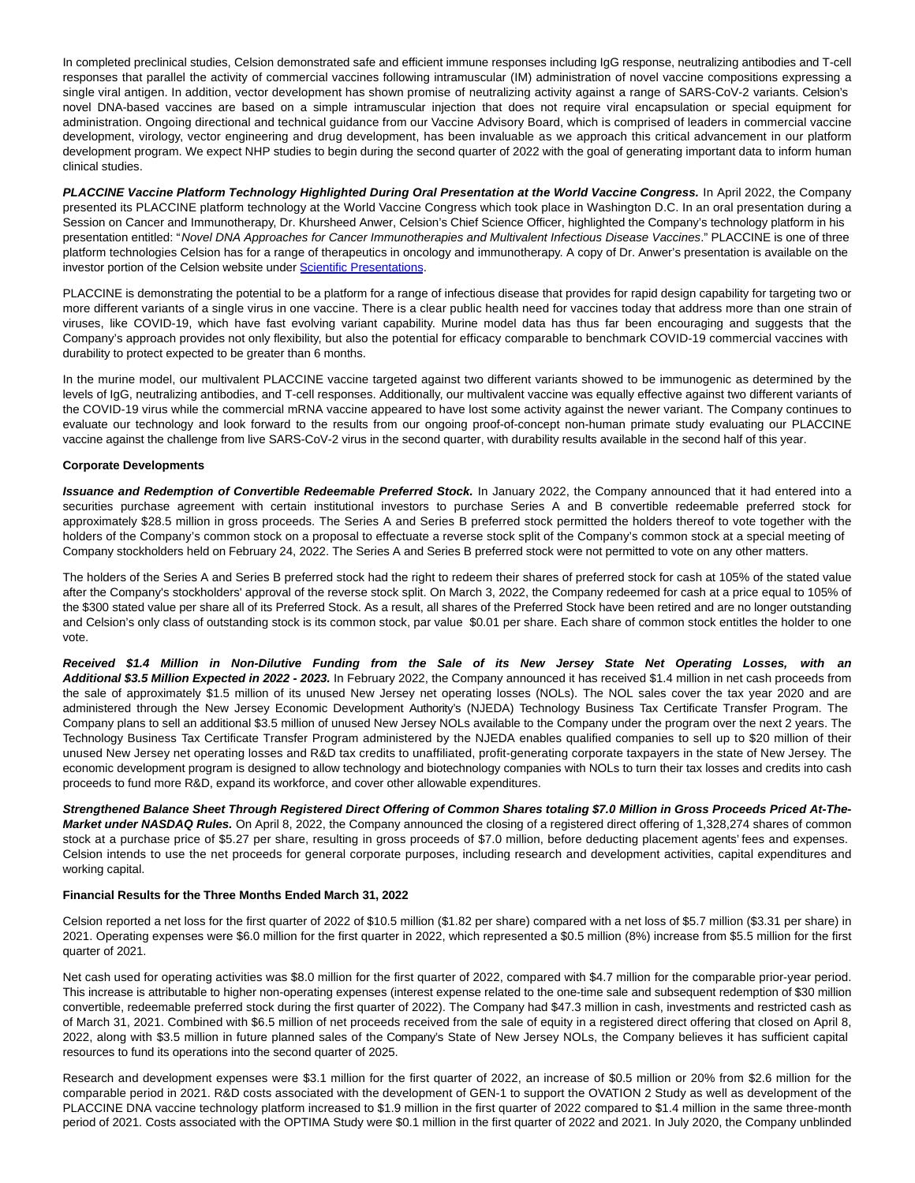In completed preclinical studies, Celsion demonstrated safe and efficient immune responses including IgG response, neutralizing antibodies and T-cell responses that parallel the activity of commercial vaccines following intramuscular (IM) administration of novel vaccine compositions expressing a single viral antigen. In addition, vector development has shown promise of neutralizing activity against a range of SARS-CoV-2 variants. Celsion's novel DNA-based vaccines are based on a simple intramuscular injection that does not require viral encapsulation or special equipment for administration. Ongoing directional and technical guidance from our Vaccine Advisory Board, which is comprised of leaders in commercial vaccine development, virology, vector engineering and drug development, has been invaluable as we approach this critical advancement in our platform development program. We expect NHP studies to begin during the second quarter of 2022 with the goal of generating important data to inform human clinical studies.

***PLACCINE Vaccine Platform Technology Highlighted During Oral Presentation at the World Vaccine Congress.*** In April 2022, the Company presented its PLACCINE platform technology at the World Vaccine Congress which took place in Washington D.C. In an oral presentation during a Session on Cancer and Immunotherapy, Dr. Khursheed Anwer, Celsion's Chief Science Officer, highlighted the Company's technology platform in his presentation entitled: "*Novel DNA Approaches for Cancer Immunotherapies and Multivalent Infectious Disease Vaccines*." PLACCINE is one of three platform technologies Celsion has for a range of therapeutics in oncology and immunotherapy. A copy of Dr. Anwer's presentation is available on the investor portion of the Celsion website under Scientific Presentations.

PLACCINE is demonstrating the potential to be a platform for a range of infectious disease that provides for rapid design capability for targeting two or more different variants of a single virus in one vaccine. There is a clear public health need for vaccines today that address more than one strain of viruses, like COVID-19, which have fast evolving variant capability. Murine model data has thus far been encouraging and suggests that the Company's approach provides not only flexibility, but also the potential for efficacy comparable to benchmark COVID-19 commercial vaccines with durability to protect expected to be greater than 6 months.

In the murine model, our multivalent PLACCINE vaccine targeted against two different variants showed to be immunogenic as determined by the levels of IgG, neutralizing antibodies, and T-cell responses. Additionally, our multivalent vaccine was equally effective against two different variants of the COVID-19 virus while the commercial mRNA vaccine appeared to have lost some activity against the newer variant. The Company continues to evaluate our technology and look forward to the results from our ongoing proof-of-concept non-human primate study evaluating our PLACCINE vaccine against the challenge from live SARS-CoV-2 virus in the second quarter, with durability results available in the second half of this year.

**Corporate Developments**

***Issuance and Redemption of Convertible Redeemable Preferred Stock.*** In January 2022, the Company announced that it had entered into a securities purchase agreement with certain institutional investors to purchase Series A and B convertible redeemable preferred stock for approximately $28.5 million in gross proceeds. The Series A and Series B preferred stock permitted the holders thereof to vote together with the holders of the Company's common stock on a proposal to effectuate a reverse stock split of the Company's common stock at a special meeting of Company stockholders held on February 24, 2022. The Series A and Series B preferred stock were not permitted to vote on any other matters.

The holders of the Series A and Series B preferred stock had the right to redeem their shares of preferred stock for cash at 105% of the stated value after the Company's stockholders' approval of the reverse stock split. On March 3, 2022, the Company redeemed for cash at a price equal to 105% of the $300 stated value per share all of its Preferred Stock. As a result, all shares of the Preferred Stock have been retired and are no longer outstanding and Celsion's only class of outstanding stock is its common stock, par value $0.01 per share. Each share of common stock entitles the holder to one vote.

***Received $1.4 Million in Non-Dilutive Funding from the Sale of its New Jersey State Net Operating Losses, with an Additional $3.5 Million Expected in 2022 - 2023.*** In February 2022, the Company announced it has received $1.4 million in net cash proceeds from the sale of approximately $1.5 million of its unused New Jersey net operating losses (NOLs). The NOL sales cover the tax year 2020 and are administered through the New Jersey Economic Development Authority's (NJEDA) Technology Business Tax Certificate Transfer Program. The Company plans to sell an additional $3.5 million of unused New Jersey NOLs available to the Company under the program over the next 2 years. The Technology Business Tax Certificate Transfer Program administered by the NJEDA enables qualified companies to sell up to $20 million of their unused New Jersey net operating losses and R&D tax credits to unaffiliated, profit-generating corporate taxpayers in the state of New Jersey. The economic development program is designed to allow technology and biotechnology companies with NOLs to turn their tax losses and credits into cash proceeds to fund more R&D, expand its workforce, and cover other allowable expenditures.

***Strengthened Balance Sheet Through Registered Direct Offering of Common Shares totaling $7.0 Million in Gross Proceeds Priced At-The-Market under NASDAQ Rules.*** On April 8, 2022, the Company announced the closing of a registered direct offering of 1,328,274 shares of common stock at a purchase price of $5.27 per share, resulting in gross proceeds of $7.0 million, before deducting placement agents' fees and expenses. Celsion intends to use the net proceeds for general corporate purposes, including research and development activities, capital expenditures and working capital.

**Financial Results for the Three Months Ended March 31, 2022**

Celsion reported a net loss for the first quarter of 2022 of $10.5 million ($1.82 per share) compared with a net loss of $5.7 million ($3.31 per share) in 2021. Operating expenses were $6.0 million for the first quarter in 2022, which represented a $0.5 million (8%) increase from $5.5 million for the first quarter of 2021.

Net cash used for operating activities was $8.0 million for the first quarter of 2022, compared with $4.7 million for the comparable prior-year period. This increase is attributable to higher non-operating expenses (interest expense related to the one-time sale and subsequent redemption of $30 million convertible, redeemable preferred stock during the first quarter of 2022). The Company had $47.3 million in cash, investments and restricted cash as of March 31, 2021. Combined with $6.5 million of net proceeds received from the sale of equity in a registered direct offering that closed on April 8, 2022, along with $3.5 million in future planned sales of the Company's State of New Jersey NOLs, the Company believes it has sufficient capital resources to fund its operations into the second quarter of 2025.

Research and development expenses were $3.1 million for the first quarter of 2022, an increase of $0.5 million or 20% from $2.6 million for the comparable period in 2021. R&D costs associated with the development of GEN-1 to support the OVATION 2 Study as well as development of the PLACCINE DNA vaccine technology platform increased to $1.9 million in the first quarter of 2022 compared to $1.4 million in the same three-month period of 2021. Costs associated with the OPTIMA Study were $0.1 million in the first quarter of 2022 and 2021. In July 2020, the Company unblinded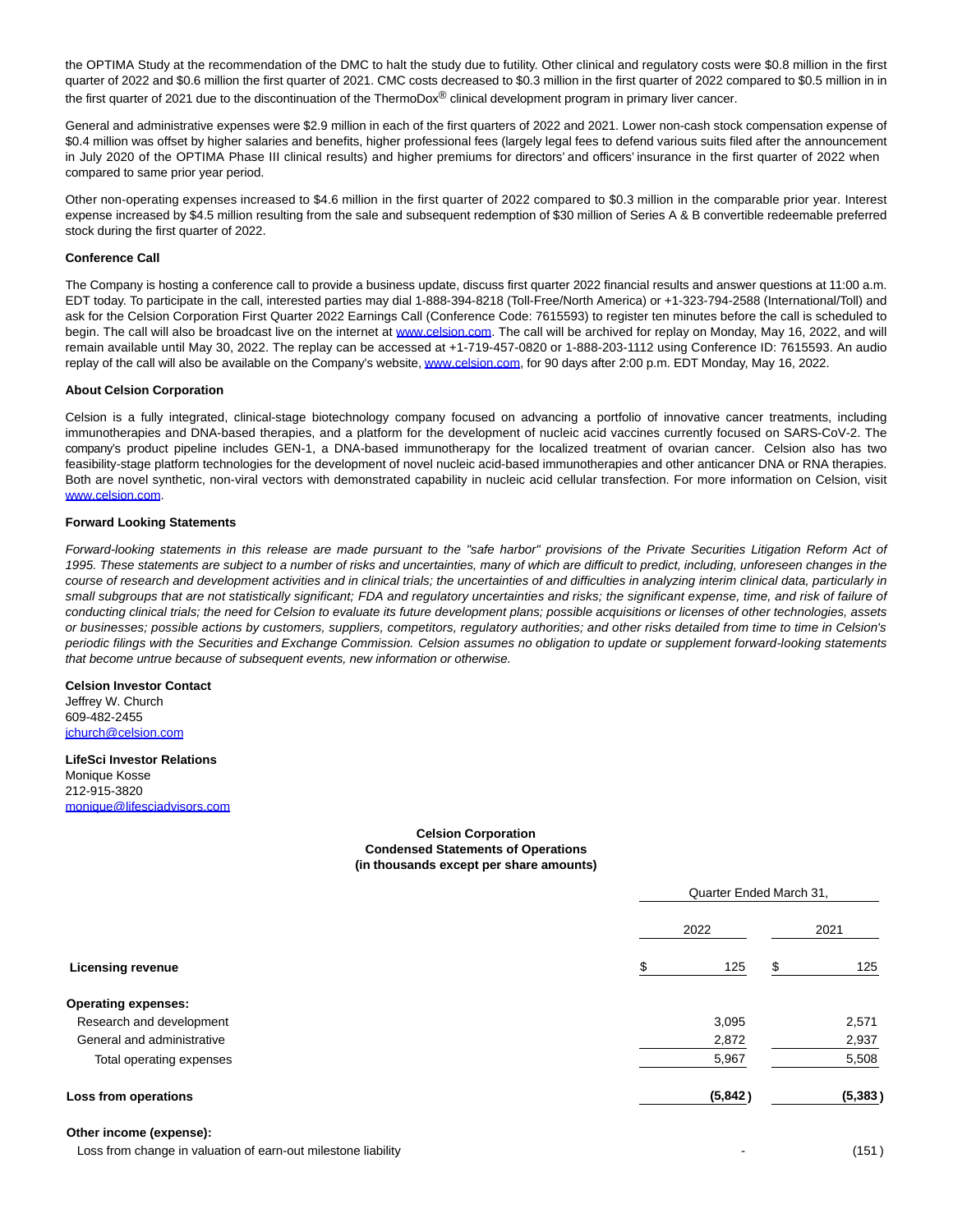the OPTIMA Study at the recommendation of the DMC to halt the study due to futility. Other clinical and regulatory costs were $0.8 million in the first quarter of 2022 and $0.6 million the first quarter of 2021. CMC costs decreased to $0.3 million in the first quarter of 2022 compared to $0.5 million in in the first quarter of 2021 due to the discontinuation of the ThermoDox® clinical development program in primary liver cancer.

General and administrative expenses were $2.9 million in each of the first quarters of 2022 and 2021. Lower non-cash stock compensation expense of $0.4 million was offset by higher salaries and benefits, higher professional fees (largely legal fees to defend various suits filed after the announcement in July 2020 of the OPTIMA Phase III clinical results) and higher premiums for directors' and officers' insurance in the first quarter of 2022 when compared to same prior year period.

Other non-operating expenses increased to $4.6 million in the first quarter of 2022 compared to $0.3 million in the comparable prior year. Interest expense increased by $4.5 million resulting from the sale and subsequent redemption of $30 million of Series A & B convertible redeemable preferred stock during the first quarter of 2022.

**Conference Call**

The Company is hosting a conference call to provide a business update, discuss first quarter 2022 financial results and answer questions at 11:00 a.m. EDT today. To participate in the call, interested parties may dial 1-888-394-8218 (Toll-Free/North America) or +1-323-794-2588 (International/Toll) and ask for the Celsion Corporation First Quarter 2022 Earnings Call (Conference Code: 7615593) to register ten minutes before the call is scheduled to begin. The call will also be broadcast live on the internet at www.celsion.com. The call will be archived for replay on Monday, May 16, 2022, and will remain available until May 30, 2022. The replay can be accessed at +1-719-457-0820 or 1-888-203-1112 using Conference ID: 7615593. An audio replay of the call will also be available on the Company's website, www.celsion.com, for 90 days after 2:00 p.m. EDT Monday, May 16, 2022.

**About Celsion Corporation**

Celsion is a fully integrated, clinical-stage biotechnology company focused on advancing a portfolio of innovative cancer treatments, including immunotherapies and DNA-based therapies, and a platform for the development of nucleic acid vaccines currently focused on SARS-CoV-2. The company's product pipeline includes GEN-1, a DNA-based immunotherapy for the localized treatment of ovarian cancer. Celsion also has two feasibility-stage platform technologies for the development of novel nucleic acid-based immunotherapies and other anticancer DNA or RNA therapies. Both are novel synthetic, non-viral vectors with demonstrated capability in nucleic acid cellular transfection. For more information on Celsion, visit www.celsion.com.

**Forward Looking Statements**

*Forward-looking statements in this release are made pursuant to the "safe harbor" provisions of the Private Securities Litigation Reform Act of 1995. These statements are subject to a number of risks and uncertainties, many of which are difficult to predict, including, unforeseen changes in the course of research and development activities and in clinical trials; the uncertainties of and difficulties in analyzing interim clinical data, particularly in small subgroups that are not statistically significant; FDA and regulatory uncertainties and risks; the significant expense, time, and risk of failure of conducting clinical trials; the need for Celsion to evaluate its future development plans; possible acquisitions or licenses of other technologies, assets or businesses; possible actions by customers, suppliers, competitors, regulatory authorities; and other risks detailed from time to time in Celsion's periodic filings with the Securities and Exchange Commission. Celsion assumes no obligation to update or supplement forward-looking statements that become untrue because of subsequent events, new information or otherwise.*

**Celsion Investor Contact**
Jeffrey W. Church
609-482-2455
jchurch@celsion.com

**LifeSci Investor Relations**
Monique Kosse
212-915-3820
monique@lifesciadvisors.com

**Celsion Corporation**
**Condensed Statements of Operations**
**(in thousands except per share amounts)**

| | Quarter Ended March 31, | |
|---|---|---|
| | 2022 | 2021 |
| **Licensing revenue** | $ 125 | $ 125 |
| **Operating expenses:** | | |
| Research and development | 3,095 | 2,571 |
| General and administrative | 2,872 | 2,937 |
| Total operating expenses | 5,967 | 5,508 |
| **Loss from operations** | **(5,842)** | **(5,383)** |
| **Other income (expense):** | | |
| Loss from change in valuation of earn-out milestone liability | - | (151) |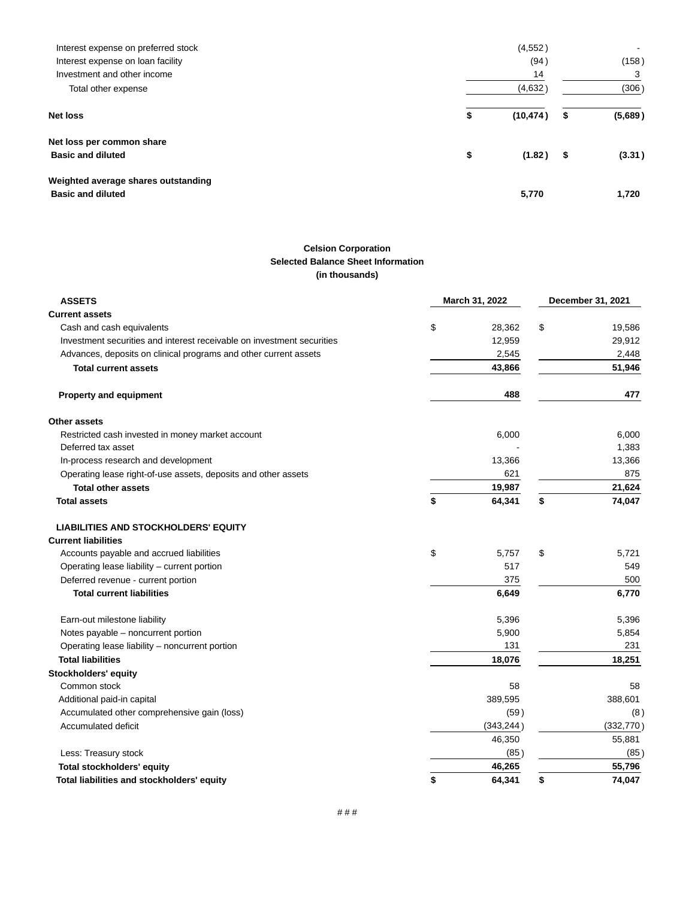| | | |
|---|---|---|
| Interest expense on preferred stock | (4,552) | - |
| Interest expense on loan facility | (94) | (158) |
| Investment and other income | 14 | 3 |
| Total other expense | (4,632) | (306) |
| **Net loss** | **$ (10,474)** | **$ (5,689)** |
| **Net loss per common share** | | |
| **Basic and diluted** | **$ (1.82)** | **$ (3.31)** |
| **Weighted average shares outstanding** | | |
| **Basic and diluted** | **5,770** | **1,720** |

**Celsion Corporation**
**Selected Balance Sheet Information**
**(in thousands)**

| **ASSETS** | **March 31, 2022** | **December 31, 2021** |
|---|---|---|
| **Current assets** | | |
| Cash and cash equivalents | $ 28,362 | $ 19,586 |
| Investment securities and interest receivable on investment securities | 12,959 | 29,912 |
| Advances, deposits on clinical programs and other current assets | 2,545 | 2,448 |
| **Total current assets** | **43,866** | **51,946** |
| **Property and equipment** | **488** | **477** |
| **Other assets** | | |
| Restricted cash invested in money market account | 6,000 | 6,000 |
| Deferred tax asset | - | 1,383 |
| In-process research and development | 13,366 | 13,366 |
| Operating lease right-of-use assets, deposits and other assets | 621 | 875 |
| **Total other assets** | **19,987** | **21,624** |
| **Total assets** | **$ 64,341** | **$ 74,047** |
| **LIABILITIES AND STOCKHOLDERS' EQUITY** | | |
| **Current liabilities** | | |
| Accounts payable and accrued liabilities | $ 5,757 | $ 5,721 |
| Operating lease liability – current portion | 517 | 549 |
| Deferred revenue - current portion | 375 | 500 |
| **Total current liabilities** | **6,649** | **6,770** |
| Earn-out milestone liability | 5,396 | 5,396 |
| Notes payable – noncurrent portion | 5,900 | 5,854 |
| Operating lease liability – noncurrent portion | 131 | 231 |
| **Total liabilities** | **18,076** | **18,251** |
| **Stockholders' equity** | | |
| Common stock | 58 | 58 |
| Additional paid-in capital | 389,595 | 388,601 |
| Accumulated other comprehensive gain (loss) | (59) | (8) |
| Accumulated deficit | (343,244) | (332,770) |
| | 46,350 | 55,881 |
| Less: Treasury stock | (85) | (85) |
| **Total stockholders' equity** | **46,265** | **55,796** |
| **Total liabilities and stockholders' equity** | **$ 64,341** | **$ 74,047** |

# # #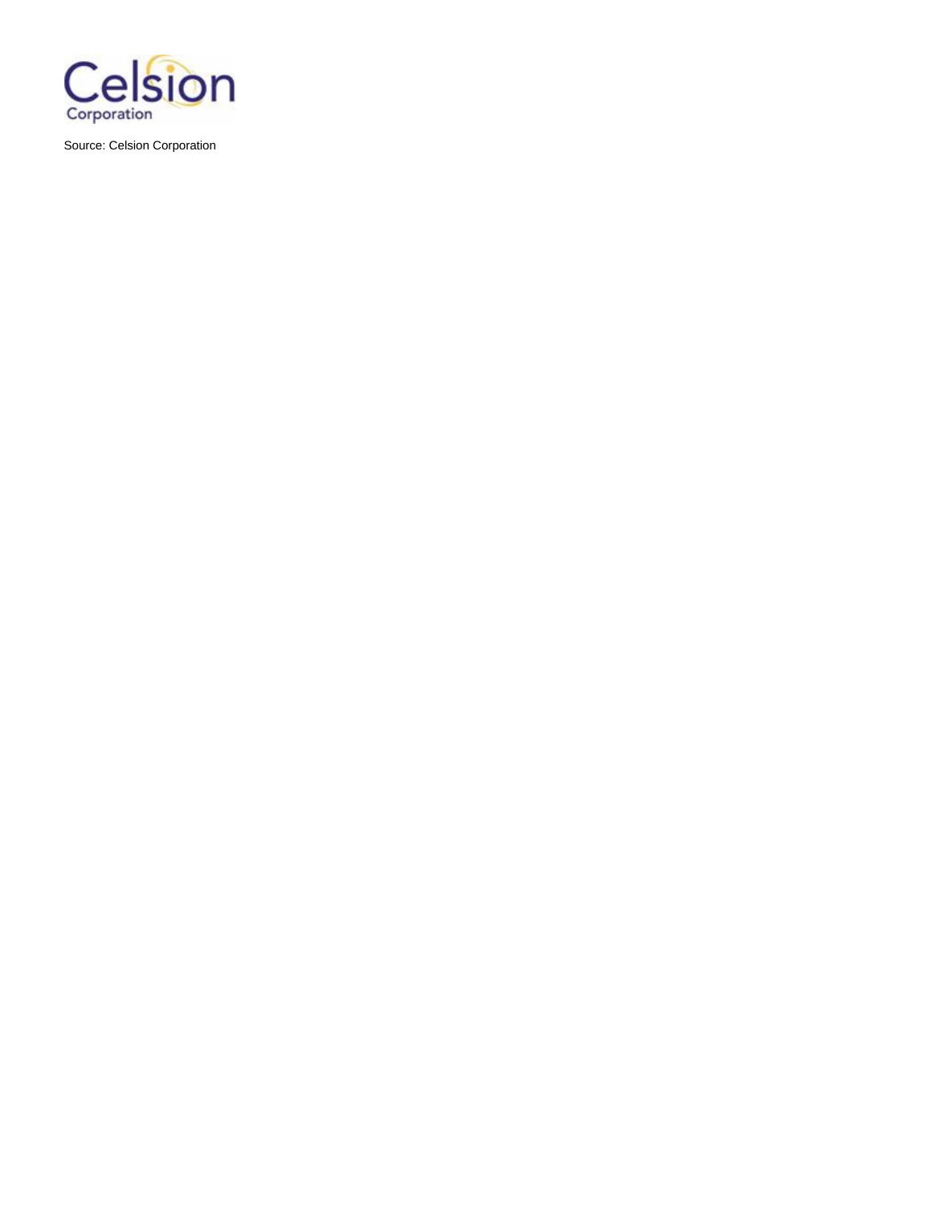Source: Celsion Corporation